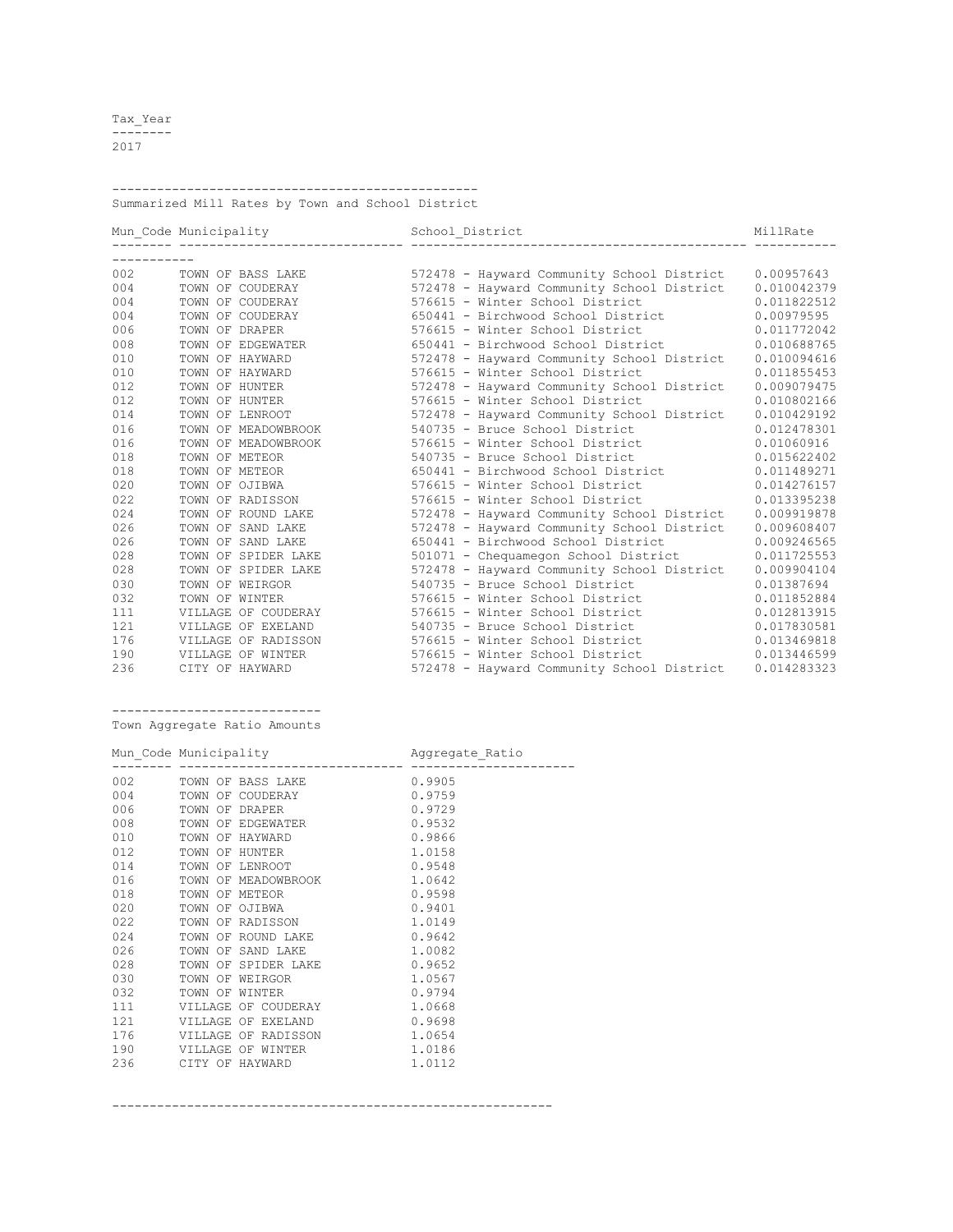Tax_Year

2017

## Summarized Mill Rates by Town and School District

| Mun_Code | Municipality | School_District | MillRate |
|---|---|---|---|
| 002 | TOWN OF BASS LAKE | 572478 - Hayward Community School District | 0.00957643 |
| 004 | TOWN OF COUDERAY | 572478 - Hayward Community School District | 0.010042379 |
| 004 | TOWN OF COUDERAY | 576615 - Winter School District | 0.011822512 |
| 004 | TOWN OF COUDERAY | 650441 - Birchwood School District | 0.00979595 |
| 006 | TOWN OF DRAPER | 576615 - Winter School District | 0.011772042 |
| 008 | TOWN OF EDGEWATER | 650441 - Birchwood School District | 0.010688765 |
| 010 | TOWN OF HAYWARD | 572478 - Hayward Community School District | 0.010094616 |
| 010 | TOWN OF HAYWARD | 576615 - Winter School District | 0.011855453 |
| 012 | TOWN OF HUNTER | 572478 - Hayward Community School District | 0.009079475 |
| 012 | TOWN OF HUNTER | 576615 - Winter School District | 0.010802166 |
| 014 | TOWN OF LENROOT | 572478 - Hayward Community School District | 0.010429192 |
| 016 | TOWN OF MEADOWBROOK | 540735 - Bruce School District | 0.012478301 |
| 016 | TOWN OF MEADOWBROOK | 576615 - Winter School District | 0.01060916 |
| 018 | TOWN OF METEOR | 540735 - Bruce School District | 0.015622402 |
| 018 | TOWN OF METEOR | 650441 - Birchwood School District | 0.011489271 |
| 020 | TOWN OF OJIBWA | 576615 - Winter School District | 0.014276157 |
| 022 | TOWN OF RADISSON | 576615 - Winter School District | 0.013395238 |
| 024 | TOWN OF ROUND LAKE | 572478 - Hayward Community School District | 0.009919878 |
| 026 | TOWN OF SAND LAKE | 572478 - Hayward Community School District | 0.009608407 |
| 026 | TOWN OF SAND LAKE | 650441 - Birchwood School District | 0.009246565 |
| 028 | TOWN OF SPIDER LAKE | 501071 - Chequamegon School District | 0.011725553 |
| 028 | TOWN OF SPIDER LAKE | 572478 - Hayward Community School District | 0.009904104 |
| 030 | TOWN OF WEIRGOR | 540735 - Bruce School District | 0.01387694 |
| 032 | TOWN OF WINTER | 576615 - Winter School District | 0.011852884 |
| 111 | VILLAGE OF COUDERAY | 576615 - Winter School District | 0.012813915 |
| 121 | VILLAGE OF EXELAND | 540735 - Bruce School District | 0.017830581 |
| 176 | VILLAGE OF RADISSON | 576615 - Winter School District | 0.013469818 |
| 190 | VILLAGE OF WINTER | 576615 - Winter School District | 0.013446599 |
| 236 | CITY OF HAYWARD | 572478 - Hayward Community School District | 0.014283323 |

## Town Aggregate Ratio Amounts

| Mun_Code | Municipality | Aggregate_Ratio |
|---|---|---|
| 002 | TOWN OF BASS LAKE | 0.9905 |
| 004 | TOWN OF COUDERAY | 0.9759 |
| 006 | TOWN OF DRAPER | 0.9729 |
| 008 | TOWN OF EDGEWATER | 0.9532 |
| 010 | TOWN OF HAYWARD | 0.9866 |
| 012 | TOWN OF HUNTER | 1.0158 |
| 014 | TOWN OF LENROOT | 0.9548 |
| 016 | TOWN OF MEADOWBROOK | 1.0642 |
| 018 | TOWN OF METEOR | 0.9598 |
| 020 | TOWN OF OJIBWA | 0.9401 |
| 022 | TOWN OF RADISSON | 1.0149 |
| 024 | TOWN OF ROUND LAKE | 0.9642 |
| 026 | TOWN OF SAND LAKE | 1.0082 |
| 028 | TOWN OF SPIDER LAKE | 0.9652 |
| 030 | TOWN OF WEIRGOR | 1.0567 |
| 032 | TOWN OF WINTER | 0.9794 |
| 111 | VILLAGE OF COUDERAY | 1.0668 |
| 121 | VILLAGE OF EXELAND | 0.9698 |
| 176 | VILLAGE OF RADISSON | 1.0654 |
| 190 | VILLAGE OF WINTER | 1.0186 |
| 236 | CITY OF HAYWARD | 1.0112 |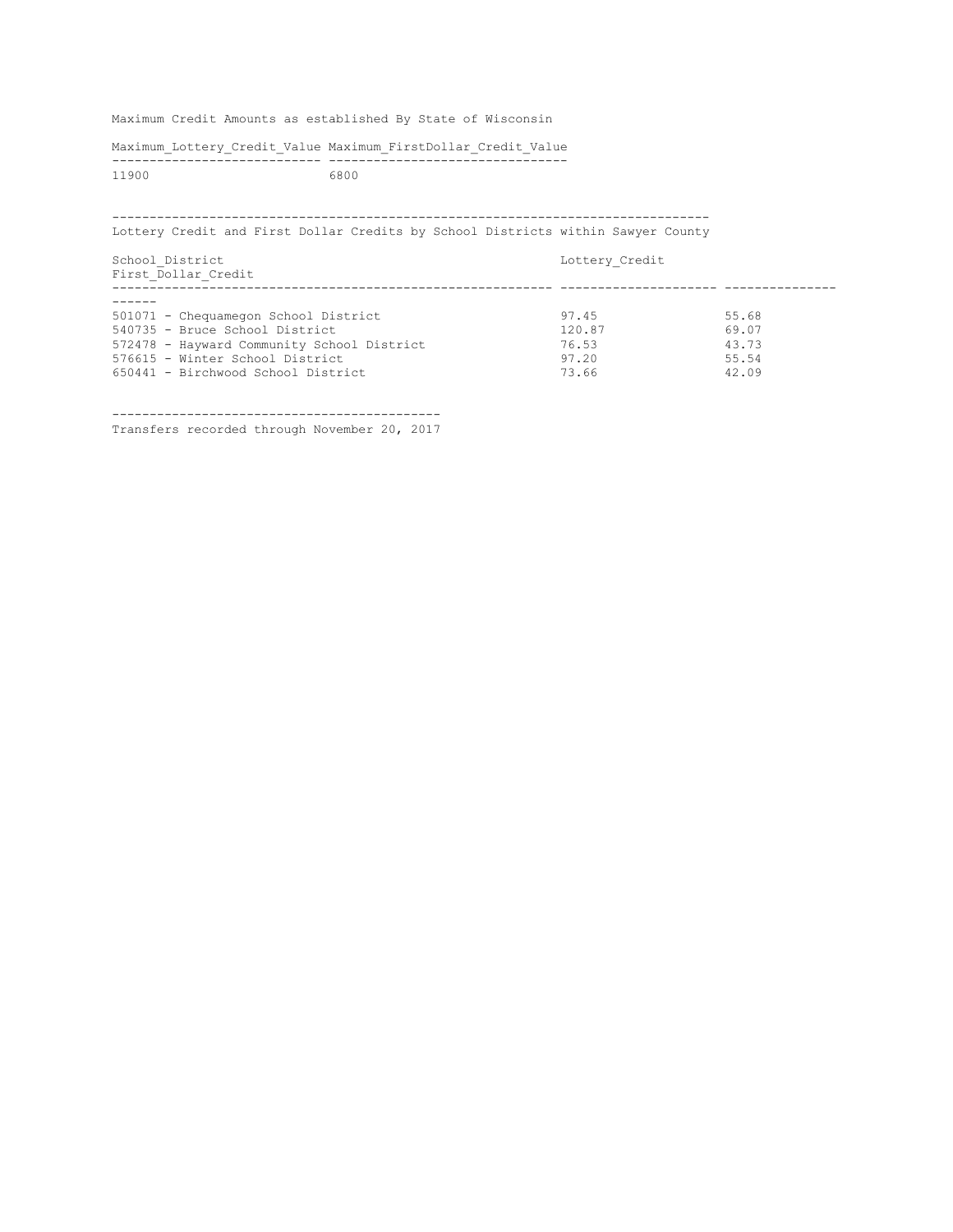Maximum Credit Amounts as established By State of Wisconsin

| Maximum_Lottery_Credit_Value | Maximum_FirstDollar_Credit_Value |
| --- | --- |
| 11900 | 6800 |

Lottery Credit and First Dollar Credits by School Districts within Sawyer County

| School_District | Lottery_Credit | First_Dollar_Credit |
| --- | --- | --- |
| 501071 - Chequamegon School District | 97.45 | 55.68 |
| 540735 - Bruce School District | 120.87 | 69.07 |
| 572478 - Hayward Community School District | 76.53 | 43.73 |
| 576615 - Winter School District | 97.20 | 55.54 |
| 650441 - Birchwood School District | 73.66 | 42.09 |

Transfers recorded through November 20, 2017